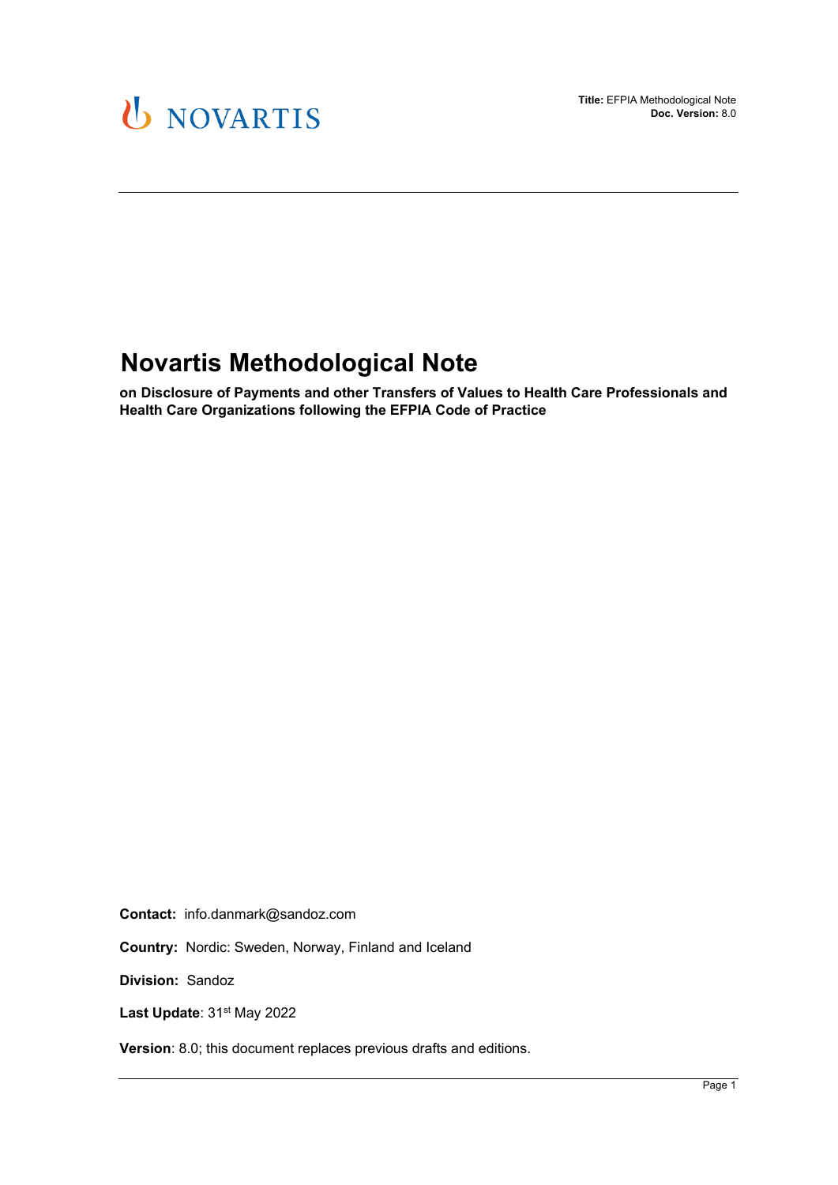# Novartis Methodological Note

**on Disclosure of Payments and other Transfers of Values to Health Care Professionals and Health Care Organizations following the EFPIA Code of Practice**

**Contact:** info.danmark@sandoz.com

**Country:** Nordic: Sweden, Norway, Finland and Iceland

**Division:** Sandoz

**Last Update**: 31st May 2022

**Version**: 8.0; this document replaces previous drafts and editions.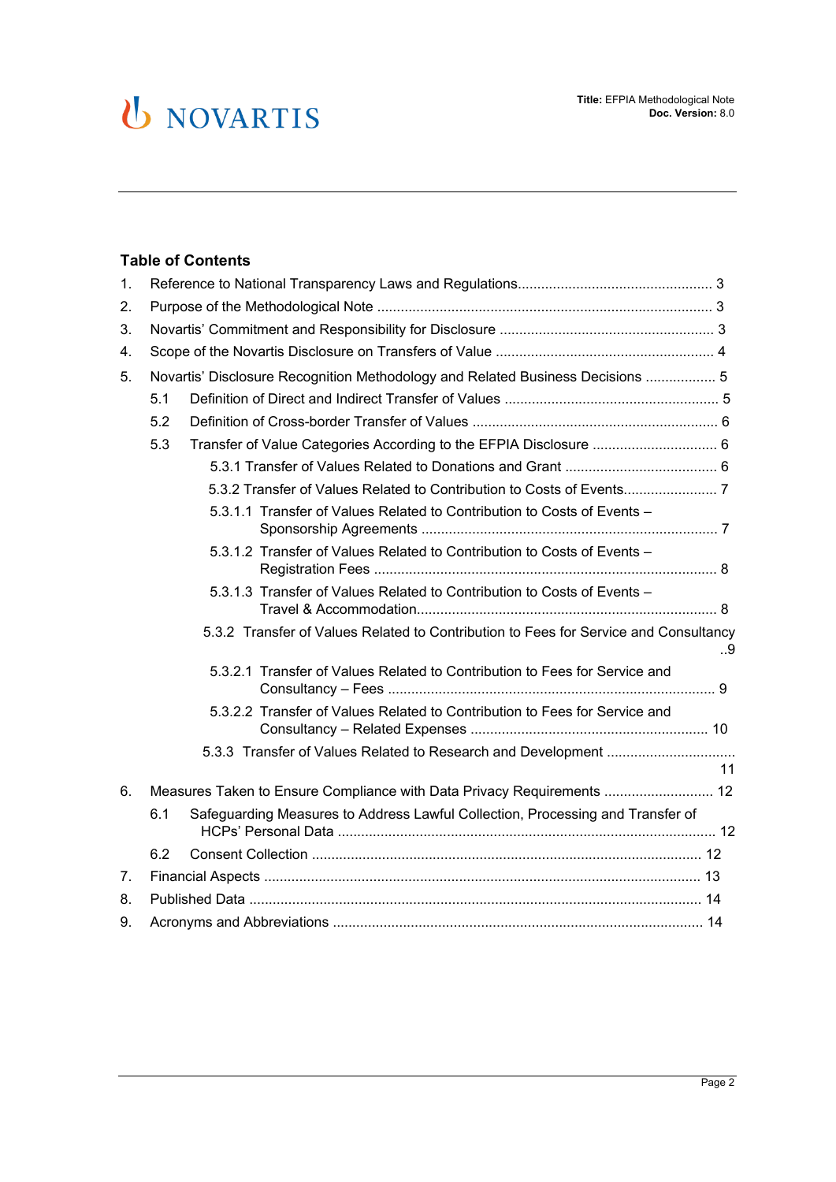## Table of Contents

1. Reference to National Transparency Laws and Regulations ... 3
2. Purpose of the Methodological Note ... 3
3. Novartis' Commitment and Responsibility for Disclosure ... 3
4. Scope of the Novartis Disclosure on Transfers of Value ... 4
5. Novartis' Disclosure Recognition Methodology and Related Business Decisions ... 5
   - 5.1 Definition of Direct and Indirect Transfer of Values ... 5
   - 5.2 Definition of Cross-border Transfer of Values ... 6
   - 5.3 Transfer of Value Categories According to the EFPIA Disclosure ... 6
     - 5.3.1 Transfer of Values Related to Donations and Grant ... 6
     - 5.3.2 Transfer of Values Related to Contribution to Costs of Events ... 7
       - 5.3.1.1 Transfer of Values Related to Contribution to Costs of Events – Sponsorship Agreements ... 7
       - 5.3.1.2 Transfer of Values Related to Contribution to Costs of Events – Registration Fees ... 8
       - 5.3.1.3 Transfer of Values Related to Contribution to Costs of Events – Travel & Accommodation ... 8
     - 5.3.2 Transfer of Values Related to Contribution to Fees for Service and Consultancy ... 9
       - 5.3.2.1 Transfer of Values Related to Contribution to Fees for Service and Consultancy – Fees ... 9
       - 5.3.2.2 Transfer of Values Related to Contribution to Fees for Service and Consultancy – Related Expenses ... 10
     - 5.3.3 Transfer of Values Related to Research and Development ... 11
6. Measures Taken to Ensure Compliance with Data Privacy Requirements ... 12
   - 6.1 Safeguarding Measures to Address Lawful Collection, Processing and Transfer of HCPs' Personal Data ... 12
   - 6.2 Consent Collection ... 12
7. Financial Aspects ... 13
8. Published Data ... 14
9. Acronyms and Abbreviations ... 14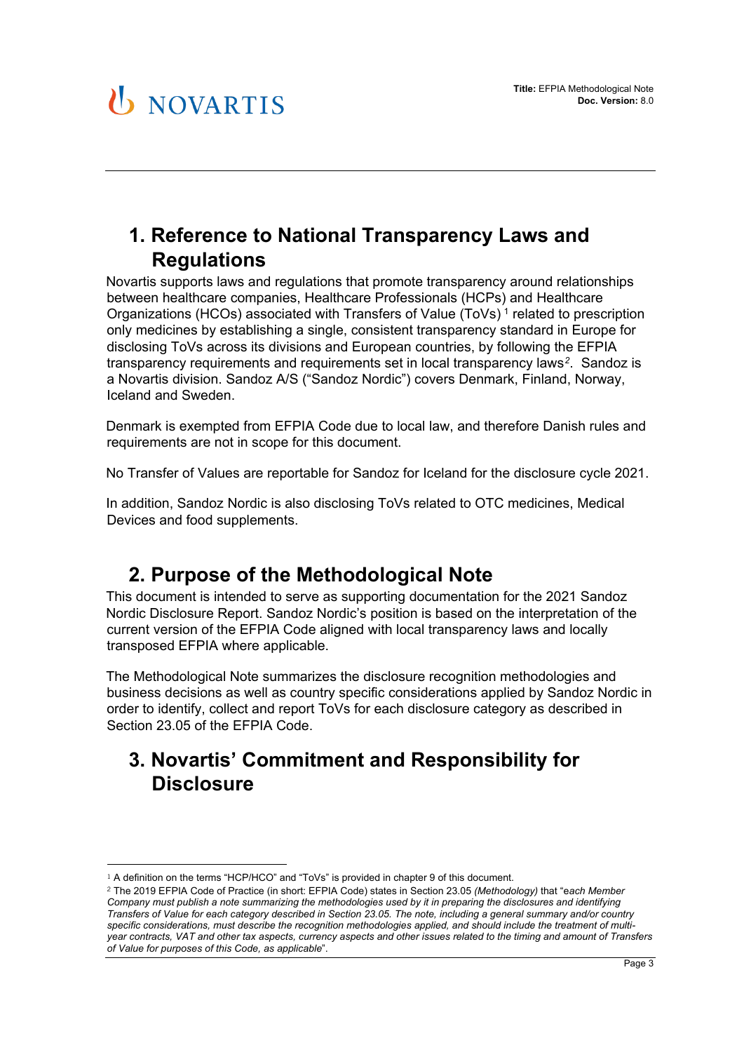## 1. Reference to National Transparency Laws and Regulations

Novartis supports laws and regulations that promote transparency around relationships between healthcare companies, Healthcare Professionals (HCPs) and Healthcare Organizations (HCOs) associated with Transfers of Value (ToVs) [1] related to prescription only medicines by establishing a single, consistent transparency standard in Europe for disclosing ToVs across its divisions and European countries, by following the EFPIA transparency requirements and requirements set in local transparency laws[2]. Sandoz is a Novartis division. Sandoz A/S ("Sandoz Nordic") covers Denmark, Finland, Norway, Iceland and Sweden.

Denmark is exempted from EFPIA Code due to local law, and therefore Danish rules and requirements are not in scope for this document.

No Transfer of Values are reportable for Sandoz for Iceland for the disclosure cycle 2021.

In addition, Sandoz Nordic is also disclosing ToVs related to OTC medicines, Medical Devices and food supplements.

## 2. Purpose of the Methodological Note

This document is intended to serve as supporting documentation for the 2021 Sandoz Nordic Disclosure Report. Sandoz Nordic's position is based on the interpretation of the current version of the EFPIA Code aligned with local transparency laws and locally transposed EFPIA where applicable.

The Methodological Note summarizes the disclosure recognition methodologies and business decisions as well as country specific considerations applied by Sandoz Nordic in order to identify, collect and report ToVs for each disclosure category as described in Section 23.05 of the EFPIA Code.

## 3. Novartis' Commitment and Responsibility for Disclosure

---

[1] A definition on the terms "HCP/HCO" and "ToVs" is provided in chapter 9 of this document.

[2] The 2019 EFPIA Code of Practice (in short: EFPIA Code) states in Section 23.05 *(Methodology)* that "*each Member Company must publish a note summarizing the methodologies used by it in preparing the disclosures and identifying Transfers of Value for each category described in Section 23.05. The note, including a general summary and/or country specific considerations, must describe the recognition methodologies applied, and should include the treatment of multi-year contracts, VAT and other tax aspects, currency aspects and other issues related to the timing and amount of Transfers of Value for purposes of this Code, as applicable*".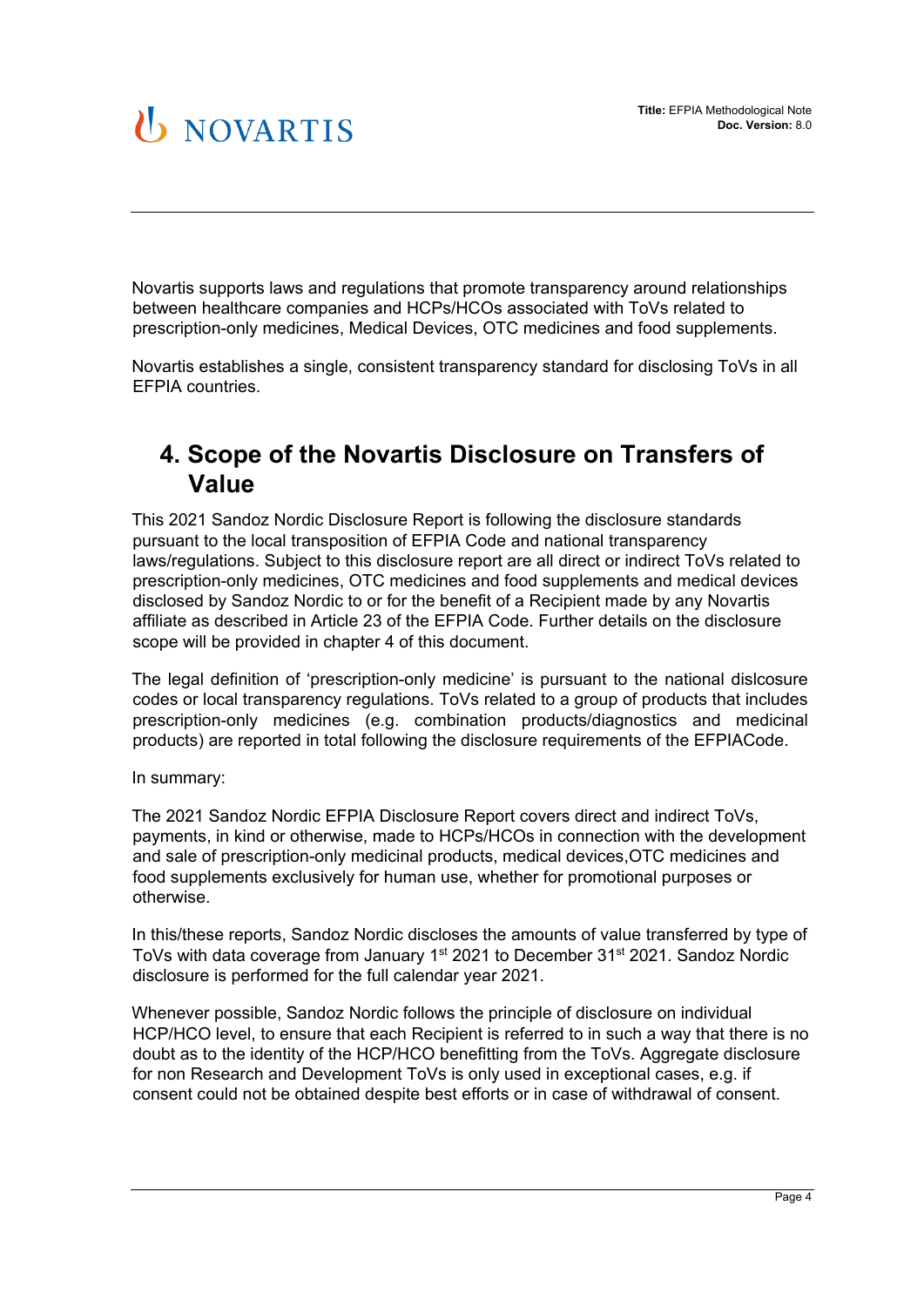Novartis supports laws and regulations that promote transparency around relationships between healthcare companies and HCPs/HCOs associated with ToVs related to prescription-only medicines, Medical Devices, OTC medicines and food supplements.

Novartis establishes a single, consistent transparency standard for disclosing ToVs in all EFPIA countries.

# 4. Scope of the Novartis Disclosure on Transfers of Value

This 2021 Sandoz Nordic Disclosure Report is following the disclosure standards pursuant to the local transposition of EFPIA Code and national transparency laws/regulations. Subject to this disclosure report are all direct or indirect ToVs related to prescription-only medicines, OTC medicines and food supplements and medical devices disclosed by Sandoz Nordic to or for the benefit of a Recipient made by any Novartis affiliate as described in Article 23 of the EFPIA Code. Further details on the disclosure scope will be provided in chapter 4 of this document.

The legal definition of 'prescription-only medicine' is pursuant to the national dislcosure codes or local transparency regulations. ToVs related to a group of products that includes prescription-only medicines (e.g. combination products/diagnostics and medicinal products) are reported in total following the disclosure requirements of the EFPIACode.

In summary:

The 2021 Sandoz Nordic EFPIA Disclosure Report covers direct and indirect ToVs, payments, in kind or otherwise, made to HCPs/HCOs in connection with the development and sale of prescription-only medicinal products, medical devices,OTC medicines and food supplements exclusively for human use, whether for promotional purposes or otherwise.

In this/these reports, Sandoz Nordic discloses the amounts of value transferred by type of ToVs with data coverage from January 1st 2021 to December 31st 2021. Sandoz Nordic disclosure is performed for the full calendar year 2021.

Whenever possible, Sandoz Nordic follows the principle of disclosure on individual HCP/HCO level, to ensure that each Recipient is referred to in such a way that there is no doubt as to the identity of the HCP/HCO benefitting from the ToVs. Aggregate disclosure for non Research and Development ToVs is only used in exceptional cases, e.g. if consent could not be obtained despite best efforts or in case of withdrawal of consent.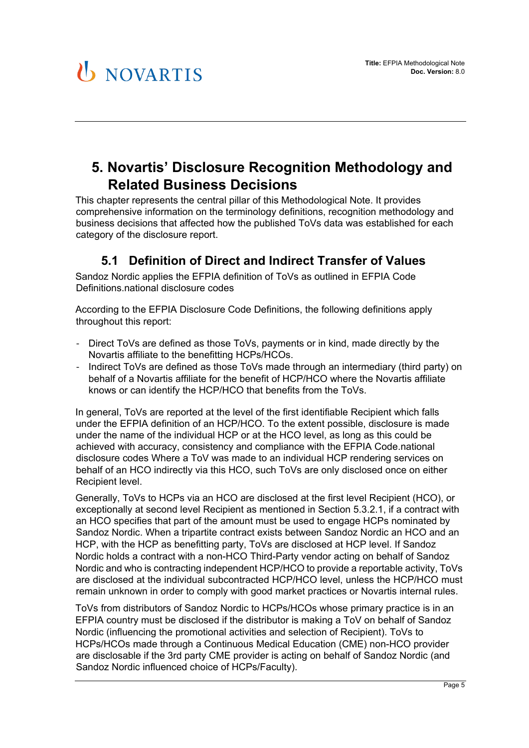# 5. Novartis' Disclosure Recognition Methodology and Related Business Decisions

This chapter represents the central pillar of this Methodological Note. It provides comprehensive information on the terminology definitions, recognition methodology and business decisions that affected how the published ToVs data was established for each category of the disclosure report.

## 5.1 Definition of Direct and Indirect Transfer of Values

Sandoz Nordic applies the EFPIA definition of ToVs as outlined in EFPIA Code Definitions.national disclosure codes

According to the EFPIA Disclosure Code Definitions, the following definitions apply throughout this report:

- Direct ToVs are defined as those ToVs, payments or in kind, made directly by the Novartis affiliate to the benefitting HCPs/HCOs.
- Indirect ToVs are defined as those ToVs made through an intermediary (third party) on behalf of a Novartis affiliate for the benefit of HCP/HCO where the Novartis affiliate knows or can identify the HCP/HCO that benefits from the ToVs.

In general, ToVs are reported at the level of the first identifiable Recipient which falls under the EFPIA definition of an HCP/HCO. To the extent possible, disclosure is made under the name of the individual HCP or at the HCO level, as long as this could be achieved with accuracy, consistency and compliance with the EFPIA Code.national disclosure codes Where a ToV was made to an individual HCP rendering services on behalf of an HCO indirectly via this HCO, such ToVs are only disclosed once on either Recipient level.

Generally, ToVs to HCPs via an HCO are disclosed at the first level Recipient (HCO), or exceptionally at second level Recipient as mentioned in Section 5.3.2.1, if a contract with an HCO specifies that part of the amount must be used to engage HCPs nominated by Sandoz Nordic. When a tripartite contract exists between Sandoz Nordic an HCO and an HCP, with the HCP as benefitting party, ToVs are disclosed at HCP level. If Sandoz Nordic holds a contract with a non-HCO Third-Party vendor acting on behalf of Sandoz Nordic and who is contracting independent HCP/HCO to provide a reportable activity, ToVs are disclosed at the individual subcontracted HCP/HCO level, unless the HCP/HCO must remain unknown in order to comply with good market practices or Novartis internal rules.

ToVs from distributors of Sandoz Nordic to HCPs/HCOs whose primary practice is in an EFPIA country must be disclosed if the distributor is making a ToV on behalf of Sandoz Nordic (influencing the promotional activities and selection of Recipient). ToVs to HCPs/HCOs made through a Continuous Medical Education (CME) non-HCO provider are disclosable if the 3rd party CME provider is acting on behalf of Sandoz Nordic (and Sandoz Nordic influenced choice of HCPs/Faculty).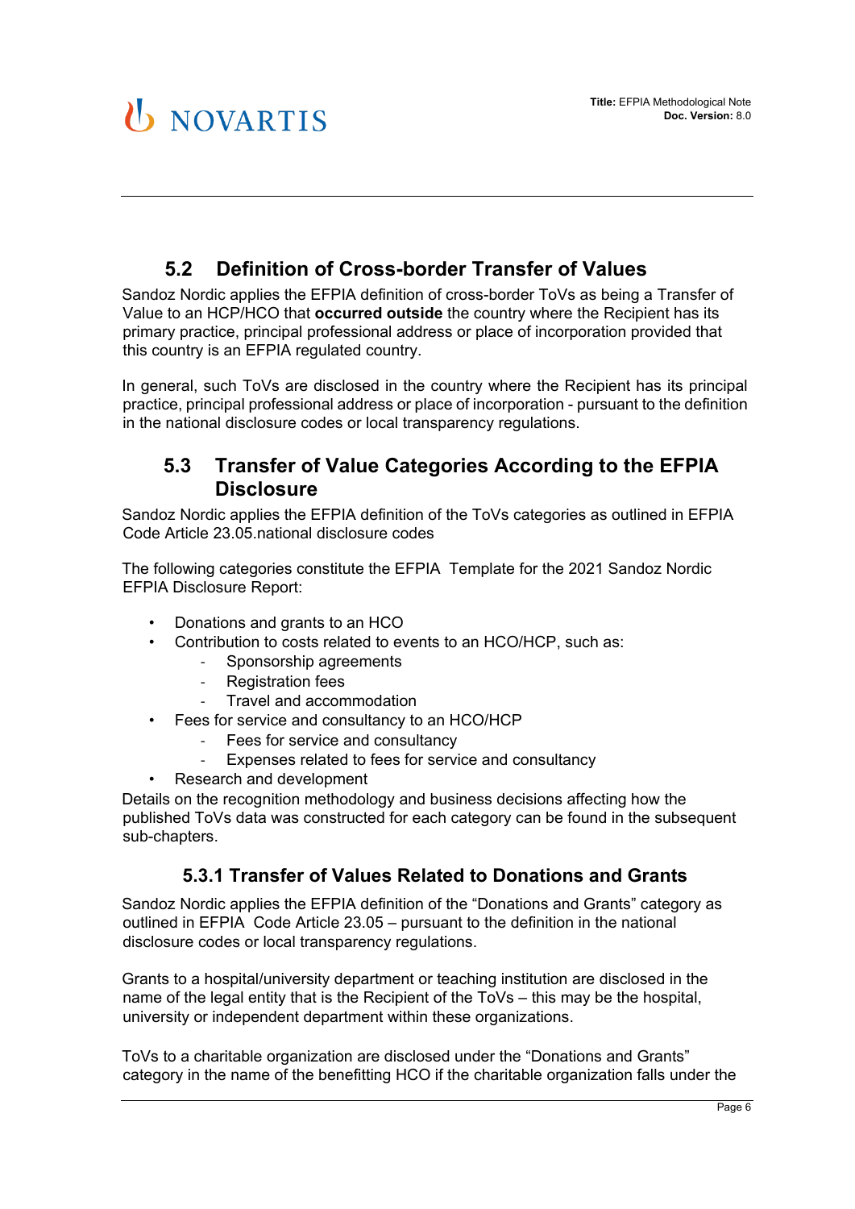## 5.2 Definition of Cross-border Transfer of Values

Sandoz Nordic applies the EFPIA definition of cross-border ToVs as being a Transfer of Value to an HCP/HCO that **occurred outside** the country where the Recipient has its primary practice, principal professional address or place of incorporation provided that this country is an EFPIA regulated country.

In general, such ToVs are disclosed in the country where the Recipient has its principal practice, principal professional address or place of incorporation - pursuant to the definition in the national disclosure codes or local transparency regulations.

## 5.3 Transfer of Value Categories According to the EFPIA Disclosure

Sandoz Nordic applies the EFPIA definition of the ToVs categories as outlined in EFPIA Code Article 23.05.national disclosure codes

The following categories constitute the EFPIA Template for the 2021 Sandoz Nordic EFPIA Disclosure Report:

- Donations and grants to an HCO
- Contribution to costs related to events to an HCO/HCP, such as:
  - Sponsorship agreements
  - Registration fees
  - Travel and accommodation
- Fees for service and consultancy to an HCO/HCP
  - Fees for service and consultancy
  - Expenses related to fees for service and consultancy
- Research and development

Details on the recognition methodology and business decisions affecting how the published ToVs data was constructed for each category can be found in the subsequent sub-chapters.

### 5.3.1 Transfer of Values Related to Donations and Grants

Sandoz Nordic applies the EFPIA definition of the "Donations and Grants" category as outlined in EFPIA Code Article 23.05 – pursuant to the definition in the national disclosure codes or local transparency regulations.

Grants to a hospital/university department or teaching institution are disclosed in the name of the legal entity that is the Recipient of the ToVs – this may be the hospital, university or independent department within these organizations.

ToVs to a charitable organization are disclosed under the "Donations and Grants" category in the name of the benefitting HCO if the charitable organization falls under the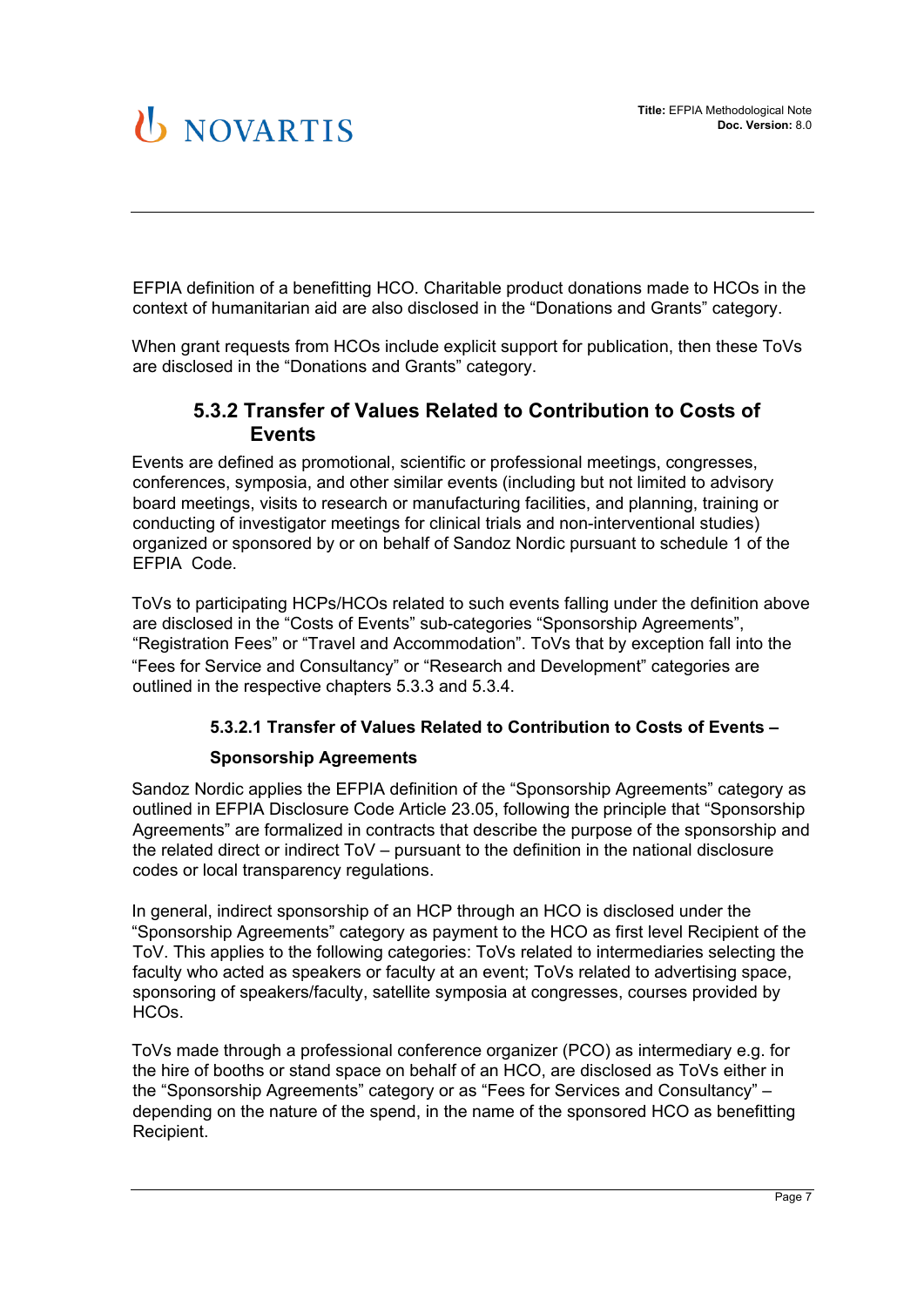EFPIA definition of a benefitting HCO. Charitable product donations made to HCOs in the context of humanitarian aid are also disclosed in the "Donations and Grants" category.

When grant requests from HCOs include explicit support for publication, then these ToVs are disclosed in the "Donations and Grants" category.

### 5.3.2 Transfer of Values Related to Contribution to Costs of Events

Events are defined as promotional, scientific or professional meetings, congresses, conferences, symposia, and other similar events (including but not limited to advisory board meetings, visits to research or manufacturing facilities, and planning, training or conducting of investigator meetings for clinical trials and non-interventional studies) organized or sponsored by or on behalf of Sandoz Nordic pursuant to schedule 1 of the EFPIA Code.

ToVs to participating HCPs/HCOs related to such events falling under the definition above are disclosed in the "Costs of Events" sub-categories "Sponsorship Agreements", "Registration Fees" or "Travel and Accommodation". ToVs that by exception fall into the "Fees for Service and Consultancy" or "Research and Development" categories are outlined in the respective chapters 5.3.3 and 5.3.4.

#### 5.3.2.1 Transfer of Values Related to Contribution to Costs of Events – Sponsorship Agreements

Sandoz Nordic applies the EFPIA definition of the "Sponsorship Agreements" category as outlined in EFPIA Disclosure Code Article 23.05, following the principle that "Sponsorship Agreements" are formalized in contracts that describe the purpose of the sponsorship and the related direct or indirect ToV – pursuant to the definition in the national disclosure codes or local transparency regulations.

In general, indirect sponsorship of an HCP through an HCO is disclosed under the "Sponsorship Agreements" category as payment to the HCO as first level Recipient of the ToV. This applies to the following categories: ToVs related to intermediaries selecting the faculty who acted as speakers or faculty at an event; ToVs related to advertising space, sponsoring of speakers/faculty, satellite symposia at congresses, courses provided by HCOs.

ToVs made through a professional conference organizer (PCO) as intermediary e.g. for the hire of booths or stand space on behalf of an HCO, are disclosed as ToVs either in the "Sponsorship Agreements" category or as "Fees for Services and Consultancy" – depending on the nature of the spend, in the name of the sponsored HCO as benefitting Recipient.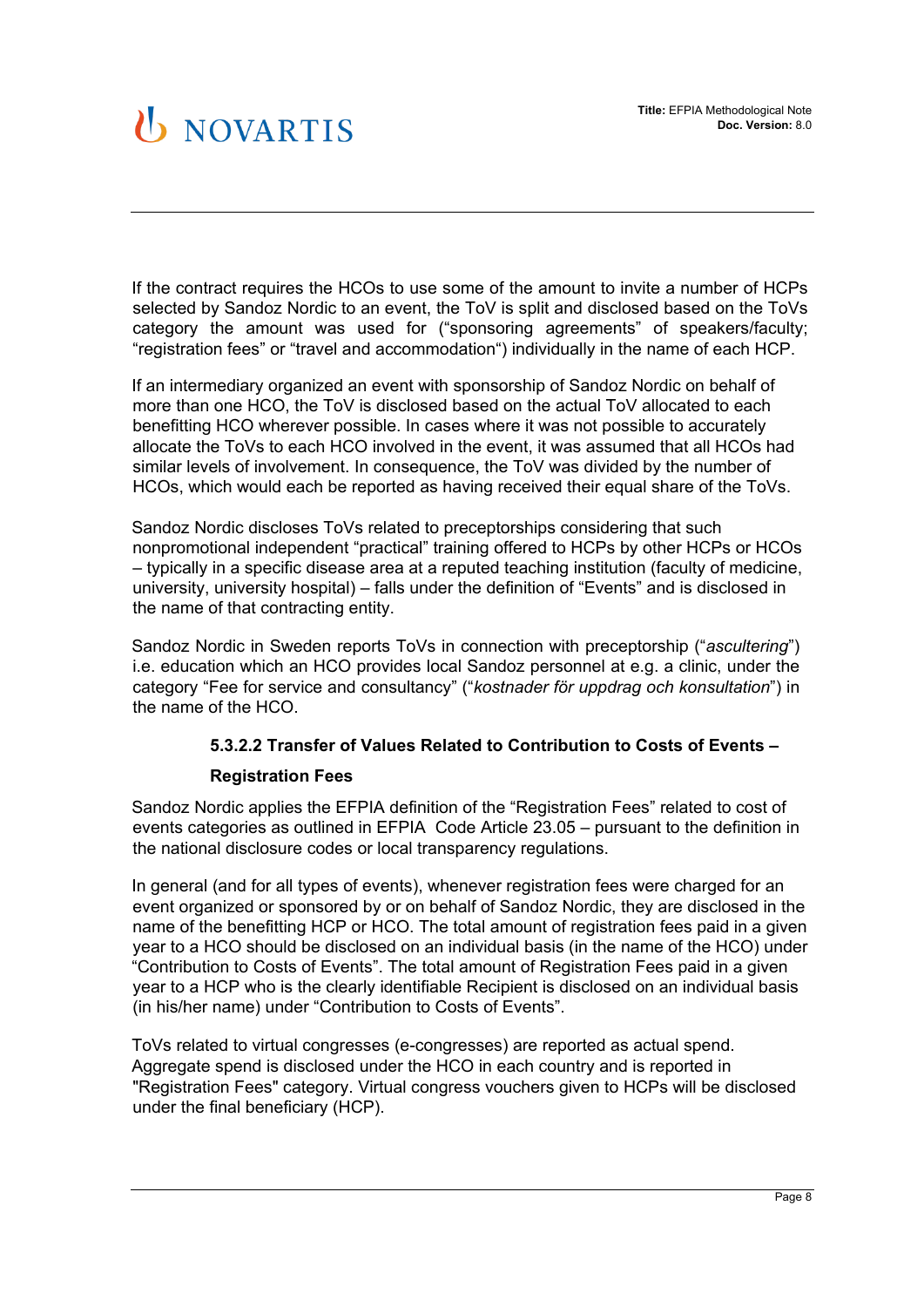If the contract requires the HCOs to use some of the amount to invite a number of HCPs selected by Sandoz Nordic to an event, the ToV is split and disclosed based on the ToVs category the amount was used for ("sponsoring agreements" of speakers/faculty; "registration fees" or "travel and accommodation") individually in the name of each HCP.

If an intermediary organized an event with sponsorship of Sandoz Nordic on behalf of more than one HCO, the ToV is disclosed based on the actual ToV allocated to each benefitting HCO wherever possible. In cases where it was not possible to accurately allocate the ToVs to each HCO involved in the event, it was assumed that all HCOs had similar levels of involvement. In consequence, the ToV was divided by the number of HCOs, which would each be reported as having received their equal share of the ToVs.

Sandoz Nordic discloses ToVs related to preceptorships considering that such nonpromotional independent "practical" training offered to HCPs by other HCPs or HCOs – typically in a specific disease area at a reputed teaching institution (faculty of medicine, university, university hospital) – falls under the definition of "Events" and is disclosed in the name of that contracting entity.

Sandoz Nordic in Sweden reports ToVs in connection with preceptorship ("*ascultering*") i.e. education which an HCO provides local Sandoz personnel at e.g. a clinic, under the category "Fee for service and consultancy" ("*kostnader för uppdrag och konsultation*") in the name of the HCO.

#### 5.3.2.2 Transfer of Values Related to Contribution to Costs of Events – Registration Fees

Sandoz Nordic applies the EFPIA definition of the "Registration Fees" related to cost of events categories as outlined in EFPIA Code Article 23.05 – pursuant to the definition in the national disclosure codes or local transparency regulations.

In general (and for all types of events), whenever registration fees were charged for an event organized or sponsored by or on behalf of Sandoz Nordic, they are disclosed in the name of the benefitting HCP or HCO. The total amount of registration fees paid in a given year to a HCO should be disclosed on an individual basis (in the name of the HCO) under "Contribution to Costs of Events". The total amount of Registration Fees paid in a given year to a HCP who is the clearly identifiable Recipient is disclosed on an individual basis (in his/her name) under "Contribution to Costs of Events".

ToVs related to virtual congresses (e-congresses) are reported as actual spend. Aggregate spend is disclosed under the HCO in each country and is reported in "Registration Fees" category. Virtual congress vouchers given to HCPs will be disclosed under the final beneficiary (HCP).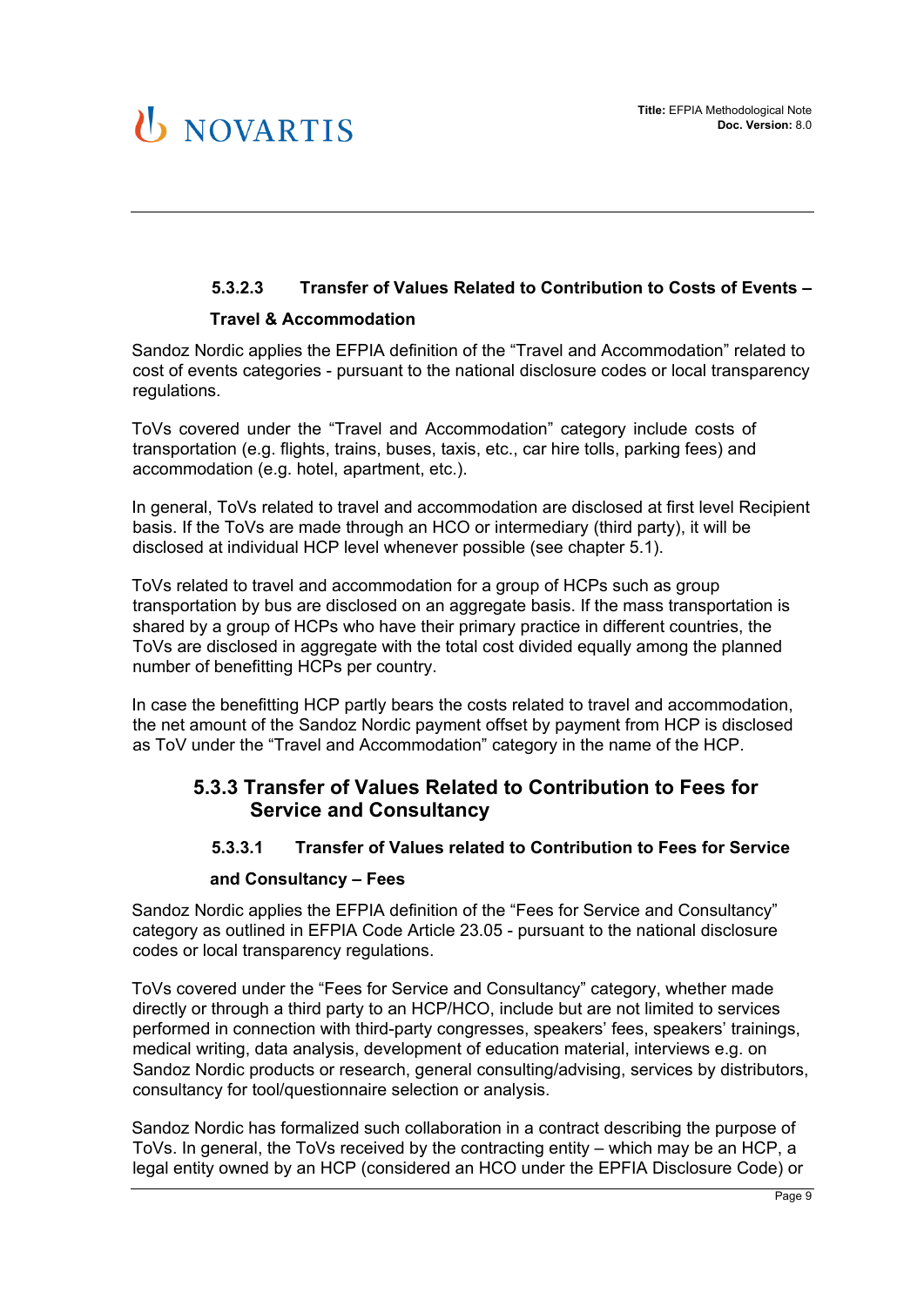#### 5.3.2.3 Transfer of Values Related to Contribution to Costs of Events – Travel & Accommodation

Sandoz Nordic applies the EFPIA definition of the “Travel and Accommodation” related to cost of events categories - pursuant to the national disclosure codes or local transparency regulations.

ToVs covered under the “Travel and Accommodation” category include costs of transportation (e.g. flights, trains, buses, taxis, etc., car hire tolls, parking fees) and accommodation (e.g. hotel, apartment, etc.).

In general, ToVs related to travel and accommodation are disclosed at first level Recipient basis. If the ToVs are made through an HCO or intermediary (third party), it will be disclosed at individual HCP level whenever possible (see chapter 5.1).

ToVs related to travel and accommodation for a group of HCPs such as group transportation by bus are disclosed on an aggregate basis. If the mass transportation is shared by a group of HCPs who have their primary practice in different countries, the ToVs are disclosed in aggregate with the total cost divided equally among the planned number of benefitting HCPs per country.

In case the benefitting HCP partly bears the costs related to travel and accommodation, the net amount of the Sandoz Nordic payment offset by payment from HCP is disclosed as ToV under the “Travel and Accommodation” category in the name of the HCP.

### 5.3.3 Transfer of Values Related to Contribution to Fees for Service and Consultancy

#### 5.3.3.1 Transfer of Values related to Contribution to Fees for Service and Consultancy – Fees

Sandoz Nordic applies the EFPIA definition of the “Fees for Service and Consultancy” category as outlined in EFPIA Code Article 23.05 - pursuant to the national disclosure codes or local transparency regulations.

ToVs covered under the “Fees for Service and Consultancy” category, whether made directly or through a third party to an HCP/HCO, include but are not limited to services performed in connection with third-party congresses, speakers’ fees, speakers’ trainings, medical writing, data analysis, development of education material, interviews e.g. on Sandoz Nordic products or research, general consulting/advising, services by distributors, consultancy for tool/questionnaire selection or analysis.

Sandoz Nordic has formalized such collaboration in a contract describing the purpose of ToVs. In general, the ToVs received by the contracting entity – which may be an HCP, a legal entity owned by an HCP (considered an HCO under the EPFIA Disclosure Code) or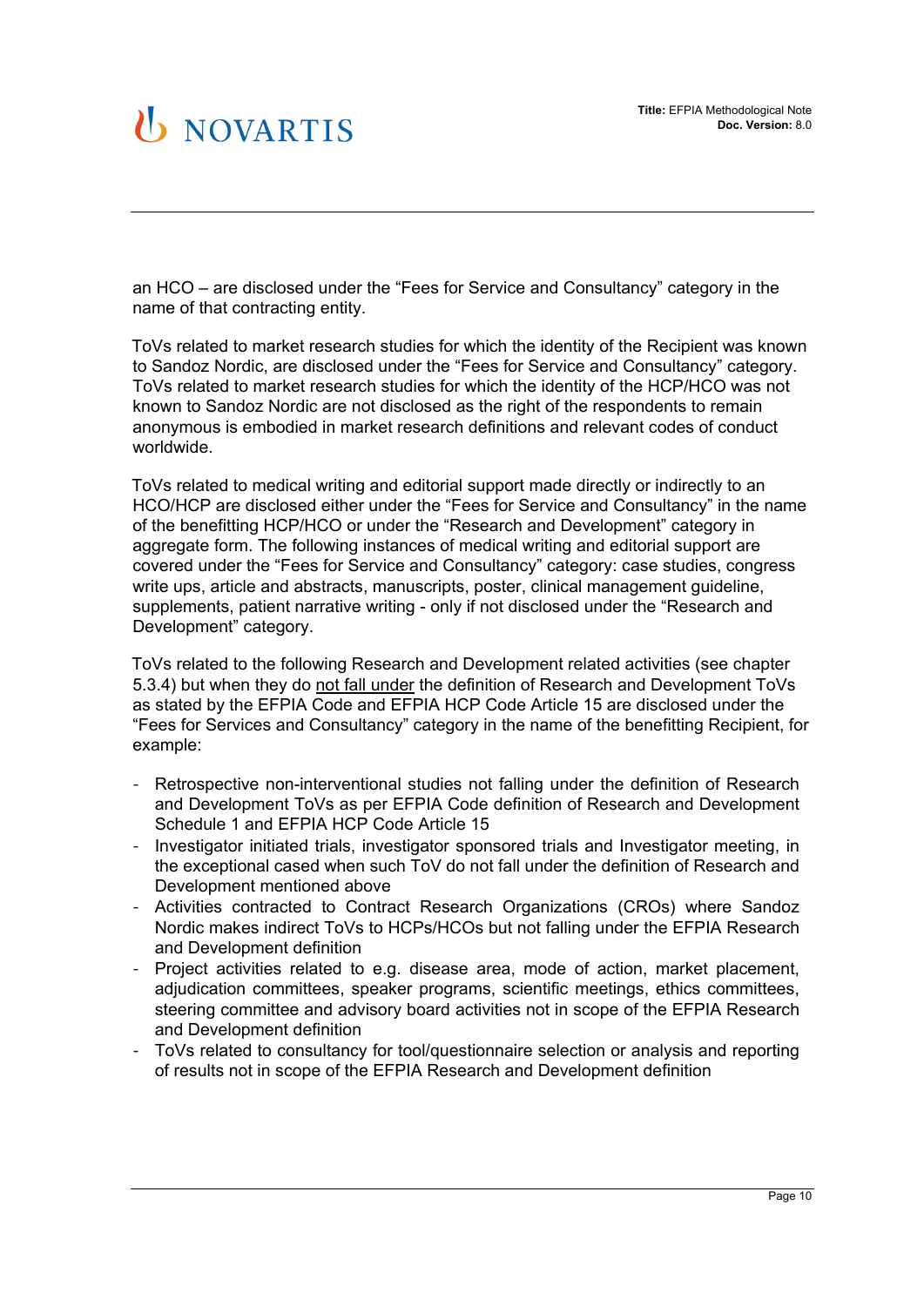an HCO – are disclosed under the "Fees for Service and Consultancy" category in the name of that contracting entity.

ToVs related to market research studies for which the identity of the Recipient was known to Sandoz Nordic, are disclosed under the "Fees for Service and Consultancy" category. ToVs related to market research studies for which the identity of the HCP/HCO was not known to Sandoz Nordic are not disclosed as the right of the respondents to remain anonymous is embodied in market research definitions and relevant codes of conduct worldwide.

ToVs related to medical writing and editorial support made directly or indirectly to an HCO/HCP are disclosed either under the "Fees for Service and Consultancy" in the name of the benefitting HCP/HCO or under the "Research and Development" category in aggregate form. The following instances of medical writing and editorial support are covered under the "Fees for Service and Consultancy" category: case studies, congress write ups, article and abstracts, manuscripts, poster, clinical management guideline, supplements, patient narrative writing - only if not disclosed under the "Research and Development" category.

ToVs related to the following Research and Development related activities (see chapter 5.3.4) but when they do <u>not fall under</u> the definition of Research and Development ToVs as stated by the EFPIA Code and EFPIA HCP Code Article 15 are disclosed under the "Fees for Services and Consultancy" category in the name of the benefitting Recipient, for example:

- Retrospective non-interventional studies not falling under the definition of Research and Development ToVs as per EFPIA Code definition of Research and Development Schedule 1 and EFPIA HCP Code Article 15
- Investigator initiated trials, investigator sponsored trials and Investigator meeting, in the exceptional cased when such ToV do not fall under the definition of Research and Development mentioned above
- Activities contracted to Contract Research Organizations (CROs) where Sandoz Nordic makes indirect ToVs to HCPs/HCOs but not falling under the EFPIA Research and Development definition
- Project activities related to e.g. disease area, mode of action, market placement, adjudication committees, speaker programs, scientific meetings, ethics committees, steering committee and advisory board activities not in scope of the EFPIA Research and Development definition
- ToVs related to consultancy for tool/questionnaire selection or analysis and reporting of results not in scope of the EFPIA Research and Development definition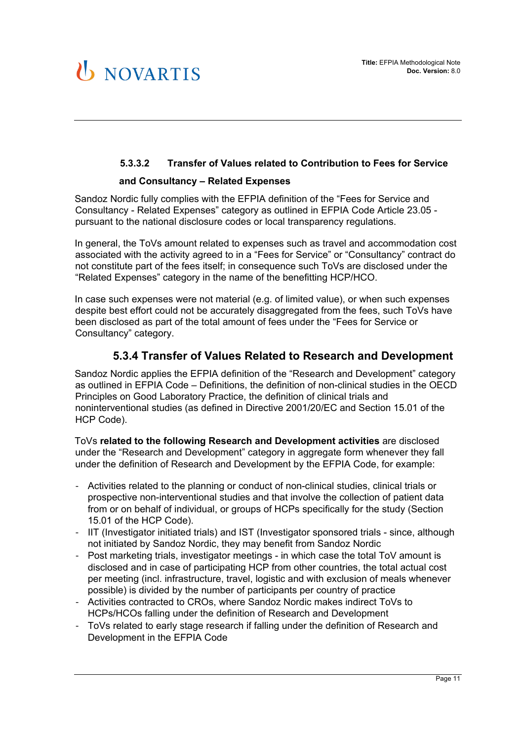#### 5.3.3.2 Transfer of Values related to Contribution to Fees for Service and Consultancy – Related Expenses

Sandoz Nordic fully complies with the EFPIA definition of the “Fees for Service and Consultancy - Related Expenses” category as outlined in EFPIA Code Article 23.05 - pursuant to the national disclosure codes or local transparency regulations.

In general, the ToVs amount related to expenses such as travel and accommodation cost associated with the activity agreed to in a “Fees for Service” or “Consultancy” contract do not constitute part of the fees itself; in consequence such ToVs are disclosed under the “Related Expenses” category in the name of the benefitting HCP/HCO.

In case such expenses were not material (e.g. of limited value), or when such expenses despite best effort could not be accurately disaggregated from the fees, such ToVs have been disclosed as part of the total amount of fees under the “Fees for Service or Consultancy” category.

### 5.3.4 Transfer of Values Related to Research and Development

Sandoz Nordic applies the EFPIA definition of the “Research and Development” category as outlined in EFPIA Code – Definitions, the definition of non-clinical studies in the OECD Principles on Good Laboratory Practice, the definition of clinical trials and noninterventional studies (as defined in Directive 2001/20/EC and Section 15.01 of the HCP Code).

ToVs **related to the following Research and Development activities** are disclosed under the “Research and Development” category in aggregate form whenever they fall under the definition of Research and Development by the EFPIA Code, for example:

- Activities related to the planning or conduct of non-clinical studies, clinical trials or prospective non-interventional studies and that involve the collection of patient data from or on behalf of individual, or groups of HCPs specifically for the study (Section 15.01 of the HCP Code).
- IIT (Investigator initiated trials) and IST (Investigator sponsored trials - since, although not initiated by Sandoz Nordic, they may benefit from Sandoz Nordic
- Post marketing trials, investigator meetings - in which case the total ToV amount is disclosed and in case of participating HCP from other countries, the total actual cost per meeting (incl. infrastructure, travel, logistic and with exclusion of meals whenever possible) is divided by the number of participants per country of practice
- Activities contracted to CROs, where Sandoz Nordic makes indirect ToVs to HCPs/HCOs falling under the definition of Research and Development
- ToVs related to early stage research if falling under the definition of Research and Development in the EFPIA Code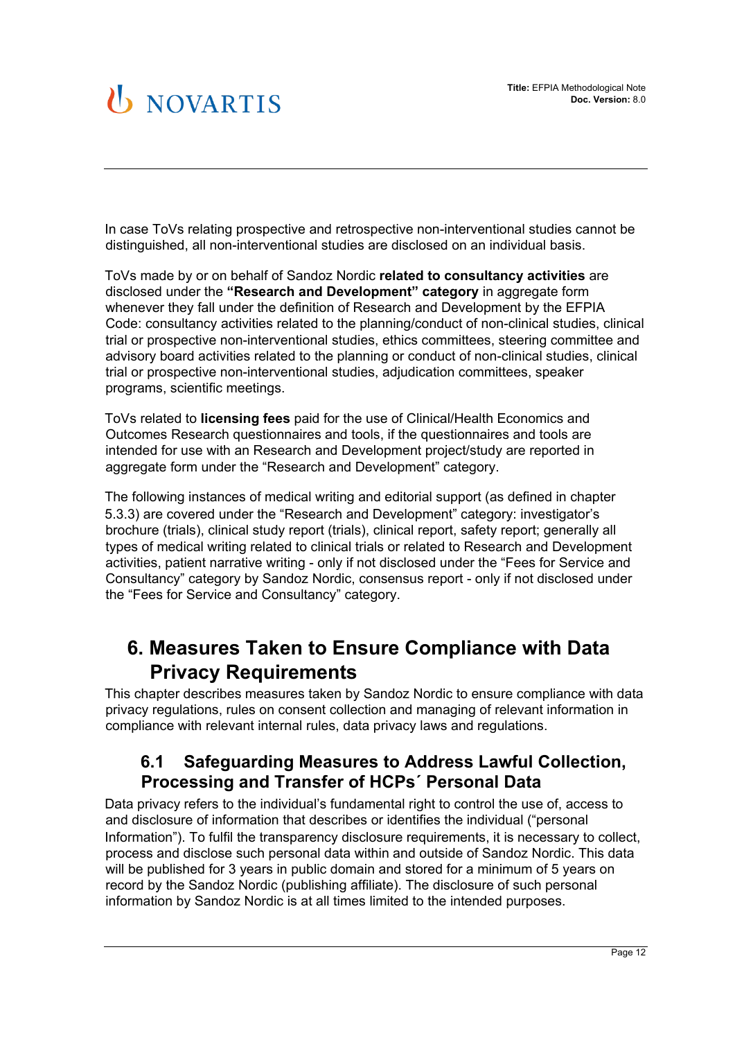In case ToVs relating prospective and retrospective non-interventional studies cannot be distinguished, all non-interventional studies are disclosed on an individual basis.

ToVs made by or on behalf of Sandoz Nordic **related to consultancy activities** are disclosed under the **"Research and Development" category** in aggregate form whenever they fall under the definition of Research and Development by the EFPIA Code: consultancy activities related to the planning/conduct of non-clinical studies, clinical trial or prospective non-interventional studies, ethics committees, steering committee and advisory board activities related to the planning or conduct of non-clinical studies, clinical trial or prospective non-interventional studies, adjudication committees, speaker programs, scientific meetings.

ToVs related to **licensing fees** paid for the use of Clinical/Health Economics and Outcomes Research questionnaires and tools, if the questionnaires and tools are intended for use with an Research and Development project/study are reported in aggregate form under the "Research and Development" category.

The following instances of medical writing and editorial support (as defined in chapter 5.3.3) are covered under the "Research and Development" category: investigator's brochure (trials), clinical study report (trials), clinical report, safety report; generally all types of medical writing related to clinical trials or related to Research and Development activities, patient narrative writing - only if not disclosed under the "Fees for Service and Consultancy" category by Sandoz Nordic, consensus report - only if not disclosed under the "Fees for Service and Consultancy" category.

# 6. Measures Taken to Ensure Compliance with Data Privacy Requirements

This chapter describes measures taken by Sandoz Nordic to ensure compliance with data privacy regulations, rules on consent collection and managing of relevant information in compliance with relevant internal rules, data privacy laws and regulations.

## 6.1 Safeguarding Measures to Address Lawful Collection, Processing and Transfer of HCPs´ Personal Data

Data privacy refers to the individual's fundamental right to control the use of, access to and disclosure of information that describes or identifies the individual ("personal Information"). To fulfil the transparency disclosure requirements, it is necessary to collect, process and disclose such personal data within and outside of Sandoz Nordic. This data will be published for 3 years in public domain and stored for a minimum of 5 years on record by the Sandoz Nordic (publishing affiliate). The disclosure of such personal information by Sandoz Nordic is at all times limited to the intended purposes.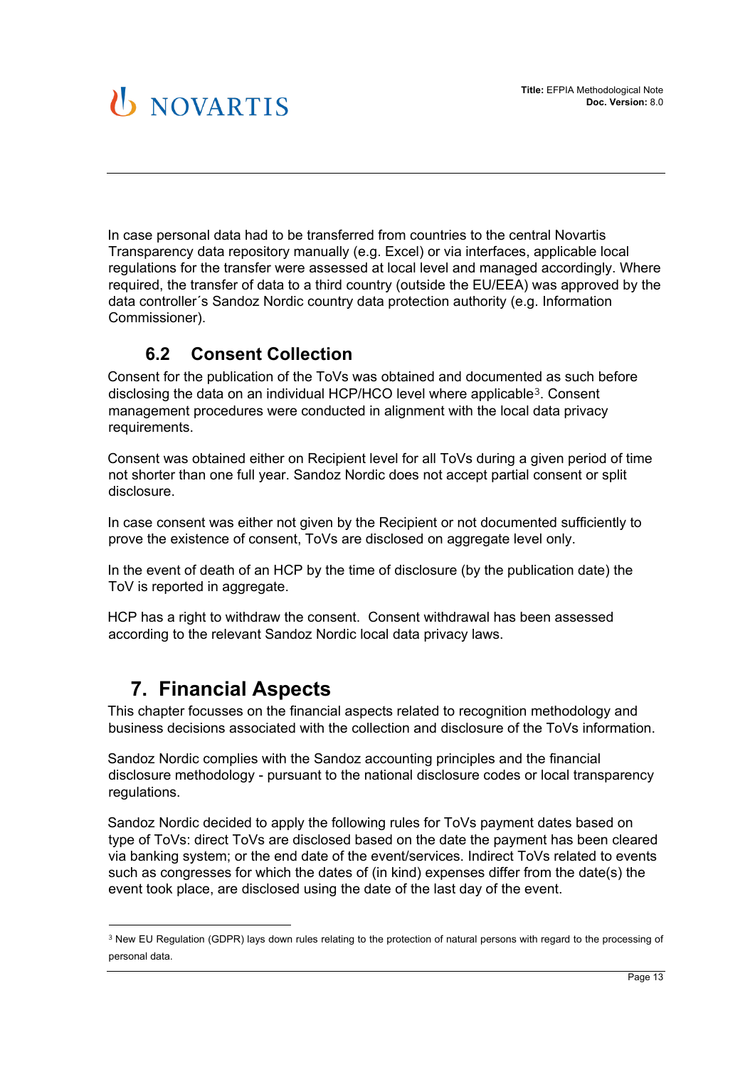In case personal data had to be transferred from countries to the central Novartis Transparency data repository manually (e.g. Excel) or via interfaces, applicable local regulations for the transfer were assessed at local level and managed accordingly. Where required, the transfer of data to a third country (outside the EU/EEA) was approved by the data controller´s Sandoz Nordic country data protection authority (e.g. Information Commissioner).

### 6.2 Consent Collection

Consent for the publication of the ToVs was obtained and documented as such before disclosing the data on an individual HCP/HCO level where applicable[3]. Consent management procedures were conducted in alignment with the local data privacy requirements.

Consent was obtained either on Recipient level for all ToVs during a given period of time not shorter than one full year. Sandoz Nordic does not accept partial consent or split disclosure.

In case consent was either not given by the Recipient or not documented sufficiently to prove the existence of consent, ToVs are disclosed on aggregate level only.

In the event of death of an HCP by the time of disclosure (by the publication date) the ToV is reported in aggregate.

HCP has a right to withdraw the consent. Consent withdrawal has been assessed according to the relevant Sandoz Nordic local data privacy laws.

## 7. Financial Aspects

This chapter focusses on the financial aspects related to recognition methodology and business decisions associated with the collection and disclosure of the ToVs information.

Sandoz Nordic complies with the Sandoz accounting principles and the financial disclosure methodology - pursuant to the national disclosure codes or local transparency regulations.

Sandoz Nordic decided to apply the following rules for ToVs payment dates based on type of ToVs: direct ToVs are disclosed based on the date the payment has been cleared via banking system; or the end date of the event/services. Indirect ToVs related to events such as congresses for which the dates of (in kind) expenses differ from the date(s) the event took place, are disclosed using the date of the last day of the event.

[3] New EU Regulation (GDPR) lays down rules relating to the protection of natural persons with regard to the processing of personal data.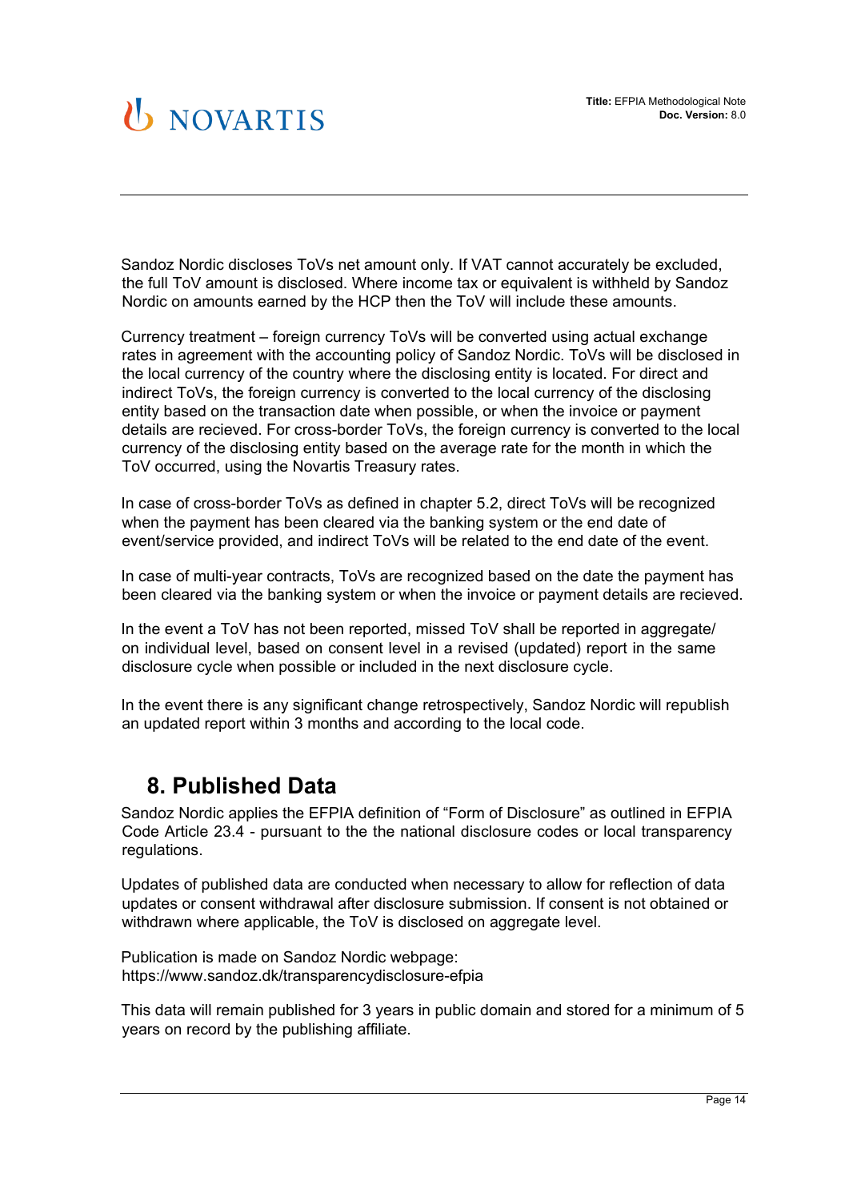Sandoz Nordic discloses ToVs net amount only. If VAT cannot accurately be excluded, the full ToV amount is disclosed. Where income tax or equivalent is withheld by Sandoz Nordic on amounts earned by the HCP then the ToV will include these amounts.

Currency treatment – foreign currency ToVs will be converted using actual exchange rates in agreement with the accounting policy of Sandoz Nordic. ToVs will be disclosed in the local currency of the country where the disclosing entity is located. For direct and indirect ToVs, the foreign currency is converted to the local currency of the disclosing entity based on the transaction date when possible, or when the invoice or payment details are recieved. For cross-border ToVs, the foreign currency is converted to the local currency of the disclosing entity based on the average rate for the month in which the ToV occurred, using the Novartis Treasury rates.

In case of cross-border ToVs as defined in chapter 5.2, direct ToVs will be recognized when the payment has been cleared via the banking system or the end date of event/service provided, and indirect ToVs will be related to the end date of the event.

In case of multi-year contracts, ToVs are recognized based on the date the payment has been cleared via the banking system or when the invoice or payment details are recieved.

In the event a ToV has not been reported, missed ToV shall be reported in aggregate/ on individual level, based on consent level in a revised (updated) report in the same disclosure cycle when possible or included in the next disclosure cycle.

In the event there is any significant change retrospectively, Sandoz Nordic will republish an updated report within 3 months and according to the local code.

# 8. Published Data

Sandoz Nordic applies the EFPIA definition of "Form of Disclosure" as outlined in EFPIA Code Article 23.4 - pursuant to the the national disclosure codes or local transparency regulations.

Updates of published data are conducted when necessary to allow for reflection of data updates or consent withdrawal after disclosure submission. If consent is not obtained or withdrawn where applicable, the ToV is disclosed on aggregate level.

Publication is made on Sandoz Nordic webpage:
https://www.sandoz.dk/transparencydisclosure-efpia

This data will remain published for 3 years in public domain and stored for a minimum of 5 years on record by the publishing affiliate.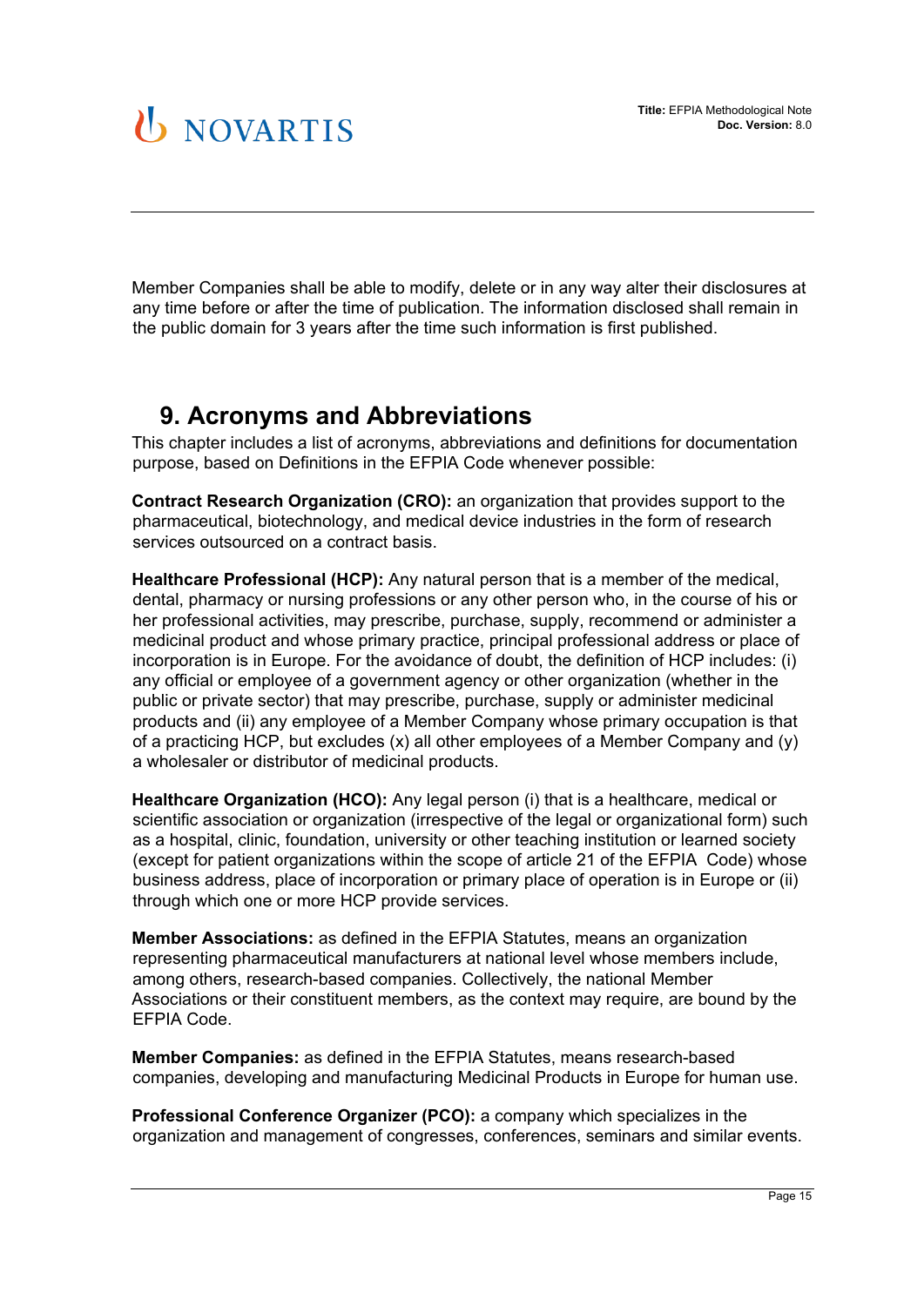Member Companies shall be able to modify, delete or in any way alter their disclosures at any time before or after the time of publication. The information disclosed shall remain in the public domain for 3 years after the time such information is first published.

## 9. Acronyms and Abbreviations

This chapter includes a list of acronyms, abbreviations and definitions for documentation purpose, based on Definitions in the EFPIA Code whenever possible:

**Contract Research Organization (CRO):** an organization that provides support to the pharmaceutical, biotechnology, and medical device industries in the form of research services outsourced on a contract basis.

**Healthcare Professional (HCP):** Any natural person that is a member of the medical, dental, pharmacy or nursing professions or any other person who, in the course of his or her professional activities, may prescribe, purchase, supply, recommend or administer a medicinal product and whose primary practice, principal professional address or place of incorporation is in Europe. For the avoidance of doubt, the definition of HCP includes: (i) any official or employee of a government agency or other organization (whether in the public or private sector) that may prescribe, purchase, supply or administer medicinal products and (ii) any employee of a Member Company whose primary occupation is that of a practicing HCP, but excludes (x) all other employees of a Member Company and (y) a wholesaler or distributor of medicinal products.

**Healthcare Organization (HCO):** Any legal person (i) that is a healthcare, medical or scientific association or organization (irrespective of the legal or organizational form) such as a hospital, clinic, foundation, university or other teaching institution or learned society (except for patient organizations within the scope of article 21 of the EFPIA Code) whose business address, place of incorporation or primary place of operation is in Europe or (ii) through which one or more HCP provide services.

**Member Associations:** as defined in the EFPIA Statutes, means an organization representing pharmaceutical manufacturers at national level whose members include, among others, research-based companies. Collectively, the national Member Associations or their constituent members, as the context may require, are bound by the EFPIA Code.

**Member Companies:** as defined in the EFPIA Statutes, means research-based companies, developing and manufacturing Medicinal Products in Europe for human use.

**Professional Conference Organizer (PCO):** a company which specializes in the organization and management of congresses, conferences, seminars and similar events.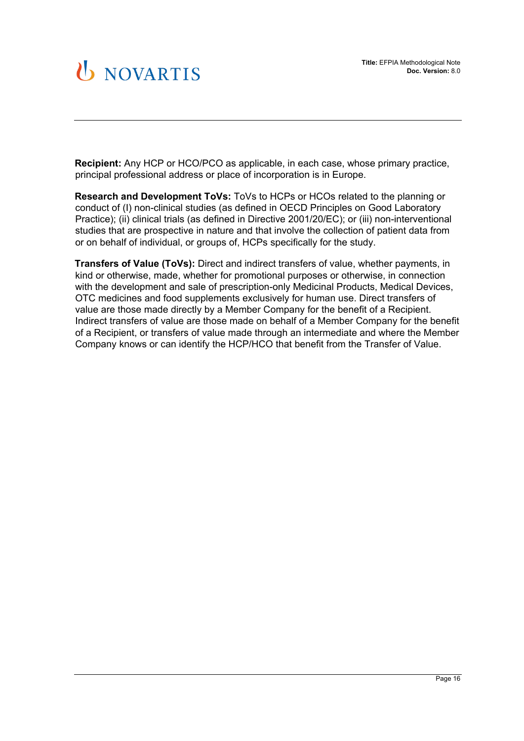**Recipient:** Any HCP or HCO/PCO as applicable, in each case, whose primary practice, principal professional address or place of incorporation is in Europe.

**Research and Development ToVs:** ToVs to HCPs or HCOs related to the planning or conduct of (I) non-clinical studies (as defined in OECD Principles on Good Laboratory Practice); (ii) clinical trials (as defined in Directive 2001/20/EC); or (iii) non-interventional studies that are prospective in nature and that involve the collection of patient data from or on behalf of individual, or groups of, HCPs specifically for the study.

**Transfers of Value (ToVs):** Direct and indirect transfers of value, whether payments, in kind or otherwise, made, whether for promotional purposes or otherwise, in connection with the development and sale of prescription-only Medicinal Products, Medical Devices, OTC medicines and food supplements exclusively for human use. Direct transfers of value are those made directly by a Member Company for the benefit of a Recipient. Indirect transfers of value are those made on behalf of a Member Company for the benefit of a Recipient, or transfers of value made through an intermediate and where the Member Company knows or can identify the HCP/HCO that benefit from the Transfer of Value.